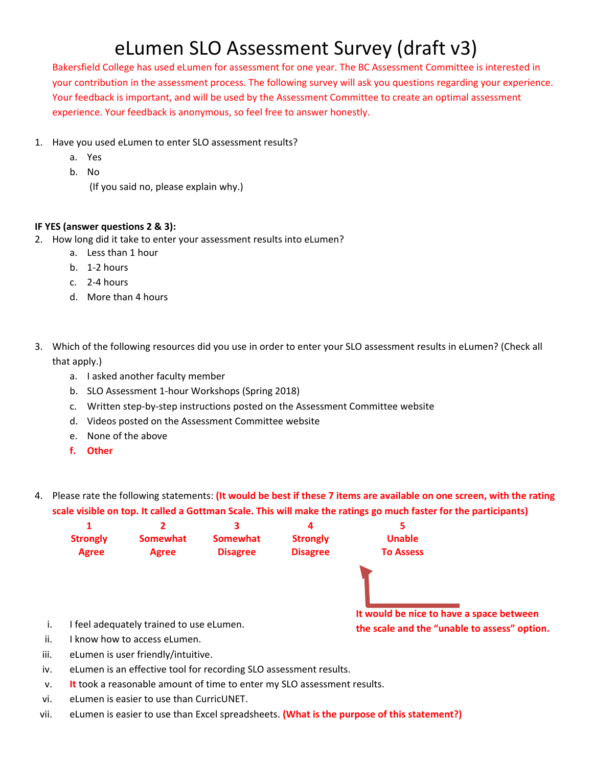# eLumen SLO Assessment Survey (draft v3)

Bakersfield College has used eLumen for assessment for one year. The BC Assessment Committee is interested in your contribution in the assessment process. The following survey will ask you questions regarding your experience. Your feedback is important, and will be used by the Assessment Committee to create an optimal assessment experience. Your feedback is anonymous, so feel free to answer honestly.

1. Have you used eLumen to enter SLO assessment results?
   a. Yes
   b. No
      (If you said no, please explain why.)

**IF YES (answer questions 2 & 3):**

2. How long did it take to enter your assessment results into eLumen?
   a. Less than 1 hour
   b. 1-2 hours
   c. 2-4 hours
   d. More than 4 hours

3. Which of the following resources did you use in order to enter your SLO assessment results in eLumen? (Check all that apply.)
   a. I asked another faculty member
   b. SLO Assessment 1-hour Workshops (Spring 2018)
   c. Written step-by-step instructions posted on the Assessment Committee website
   d. Videos posted on the Assessment Committee website
   e. None of the above
   **f. Other**

4. Please rate the following statements: **(It would be best if these 7 items are available on one screen, with the rating scale visible on top. It called a Gottman Scale. This will make the ratings go much faster for the participants)**

| 1 | 2 | 3 | 4 | 5 |
|---|---|---|---|---|
| **Strongly Agree** | **Somewhat Agree** | **Somewhat Disagree** | **Strongly Disagree** | **Unable To Assess** |

**It would be nice to have a space between the scale and the "unable to assess" option.**

i. I feel adequately trained to use eLumen.
ii. I know how to access eLumen.
iii. eLumen is user friendly/intuitive.
iv. eLumen is an effective tool for recording SLO assessment results.
v. **It** took a reasonable amount of time to enter my SLO assessment results.
vi. eLumen is easier to use than CurricUNET.
vii. eLumen is easier to use than Excel spreadsheets. **(What is the purpose of this statement?)**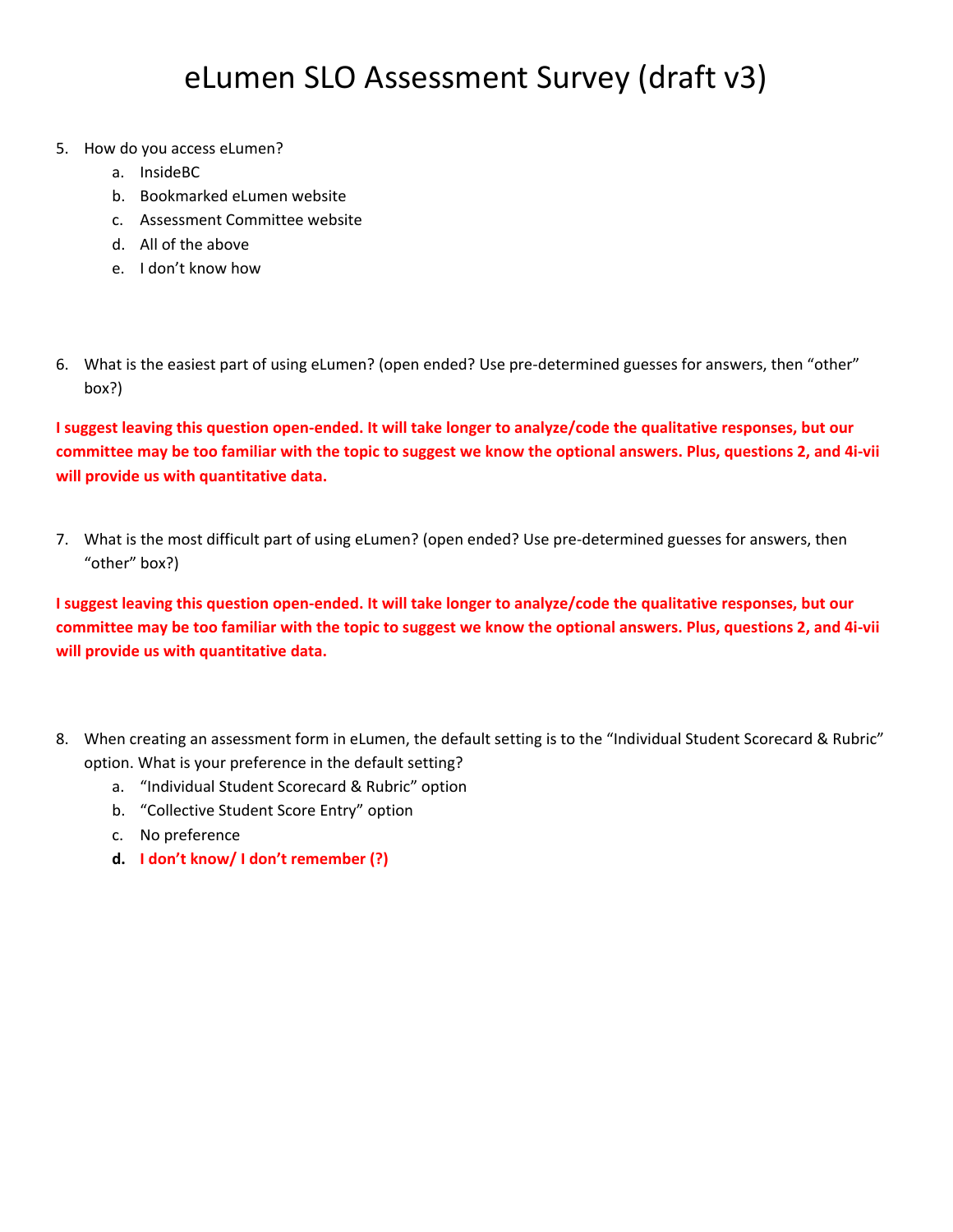# eLumen SLO Assessment Survey (draft v3)

5. How do you access eLumen?
    a. InsideBC
    b. Bookmarked eLumen website
    c. Assessment Committee website
    d. All of the above
    e. I don't know how

6. What is the easiest part of using eLumen? (open ended? Use pre-determined guesses for answers, then "other" box?)

**I suggest leaving this question open-ended. It will take longer to analyze/code the qualitative responses, but our committee may be too familiar with the topic to suggest we know the optional answers. Plus, questions 2, and 4i-vii will provide us with quantitative data.**

7. What is the most difficult part of using eLumen? (open ended? Use pre-determined guesses for answers, then "other" box?)

**I suggest leaving this question open-ended. It will take longer to analyze/code the qualitative responses, but our committee may be too familiar with the topic to suggest we know the optional answers. Plus, questions 2, and 4i-vii will provide us with quantitative data.**

8. When creating an assessment form in eLumen, the default setting is to the "Individual Student Scorecard & Rubric" option. What is your preference in the default setting?
    a. "Individual Student Scorecard & Rubric" option
    b. "Collective Student Score Entry" option
    c. No preference
    d. **I don't know/ I don't remember (?)**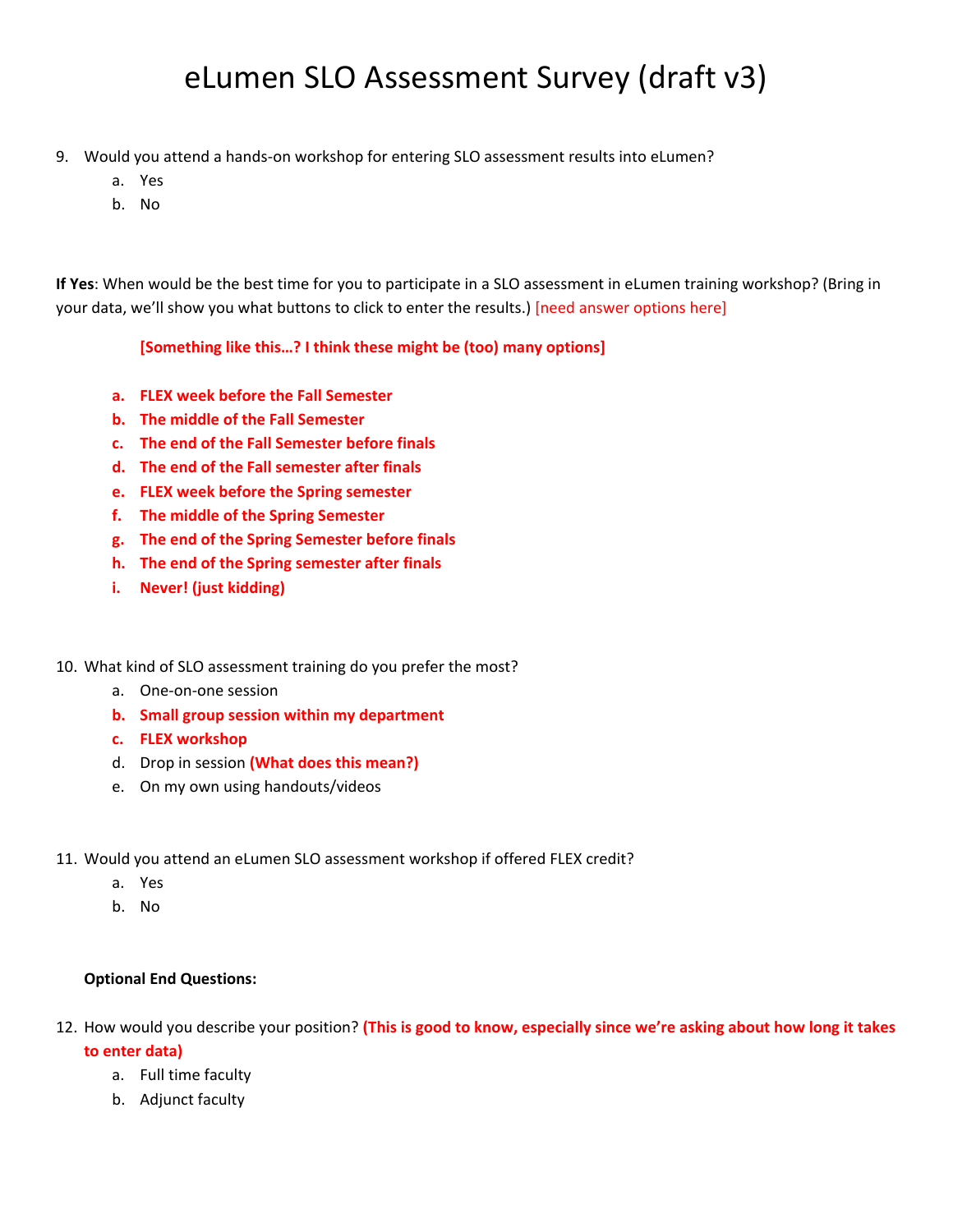# eLumen SLO Assessment Survey (draft v3)

9. Would you attend a hands-on workshop for entering SLO assessment results into eLumen?
   a. Yes
   b. No

**If Yes**: When would be the best time for you to participate in a SLO assessment in eLumen training workshop? (Bring in your data, we'll show you what buttons to click to enter the results.) [need answer options here]

**[Something like this…? I think these might be (too) many options]**

**a. FLEX week before the Fall Semester**
**b. The middle of the Fall Semester**
**c. The end of the Fall Semester before finals**
**d. The end of the Fall semester after finals**
**e. FLEX week before the Spring semester**
**f. The middle of the Spring Semester**
**g. The end of the Spring Semester before finals**
**h. The end of the Spring semester after finals**
**i. Never! (just kidding)**

10. What kind of SLO assessment training do you prefer the most?
    a. One-on-one session
    **b. Small group session within my department**
    **c. FLEX workshop**
    d. Drop in session **(What does this mean?)**
    e. On my own using handouts/videos

11. Would you attend an eLumen SLO assessment workshop if offered FLEX credit?
    a. Yes
    b. No

**Optional End Questions:**

12. How would you describe your position? **(This is good to know, especially since we're asking about how long it takes to enter data)**
    a. Full time faculty
    b. Adjunct faculty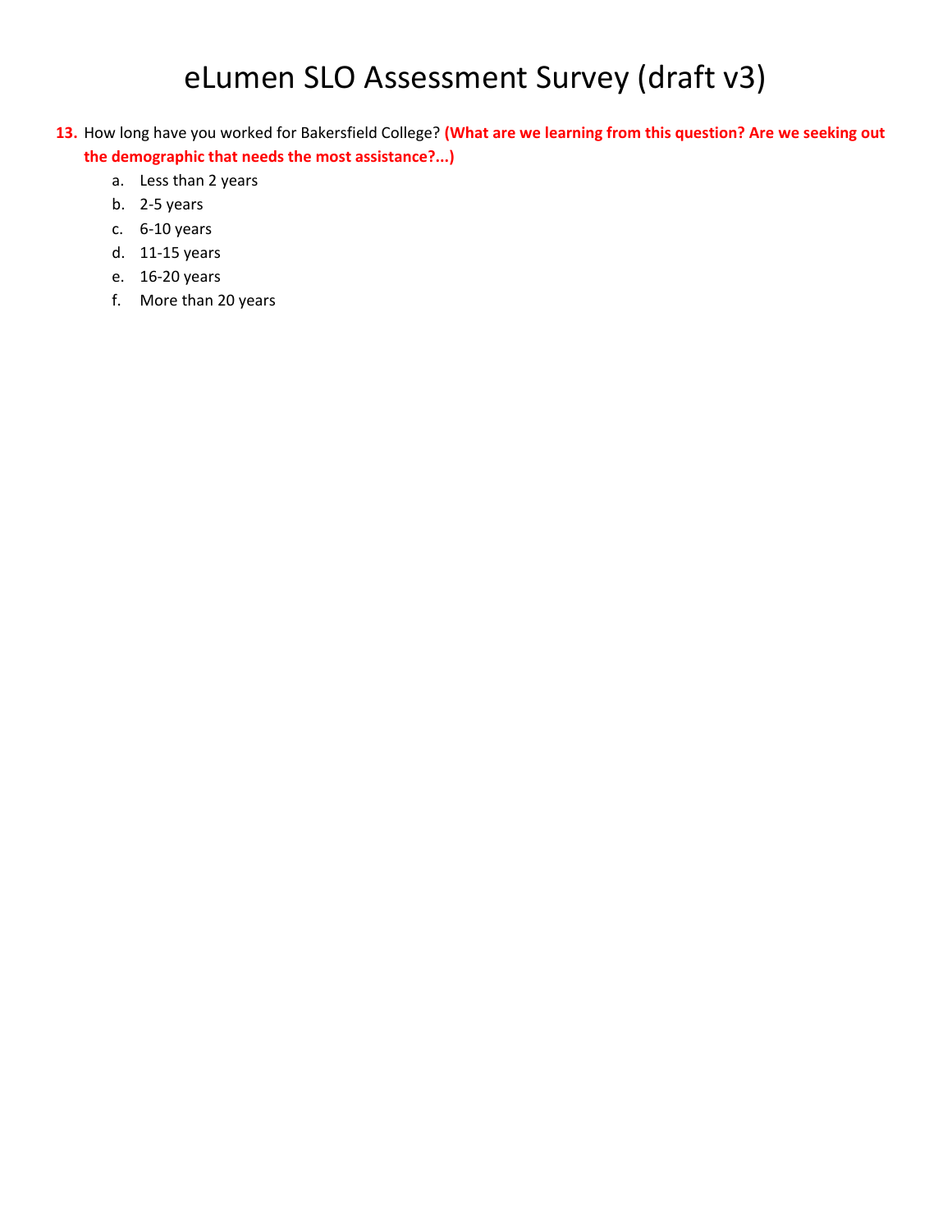# eLumen SLO Assessment Survey (draft v3)

13. How long have you worked for Bakersfield College? **(What are we learning from this question? Are we seeking out the demographic that needs the most assistance?...)**
    a. Less than 2 years
    b. 2-5 years
    c. 6-10 years
    d. 11-15 years
    e. 16-20 years
    f. More than 20 years